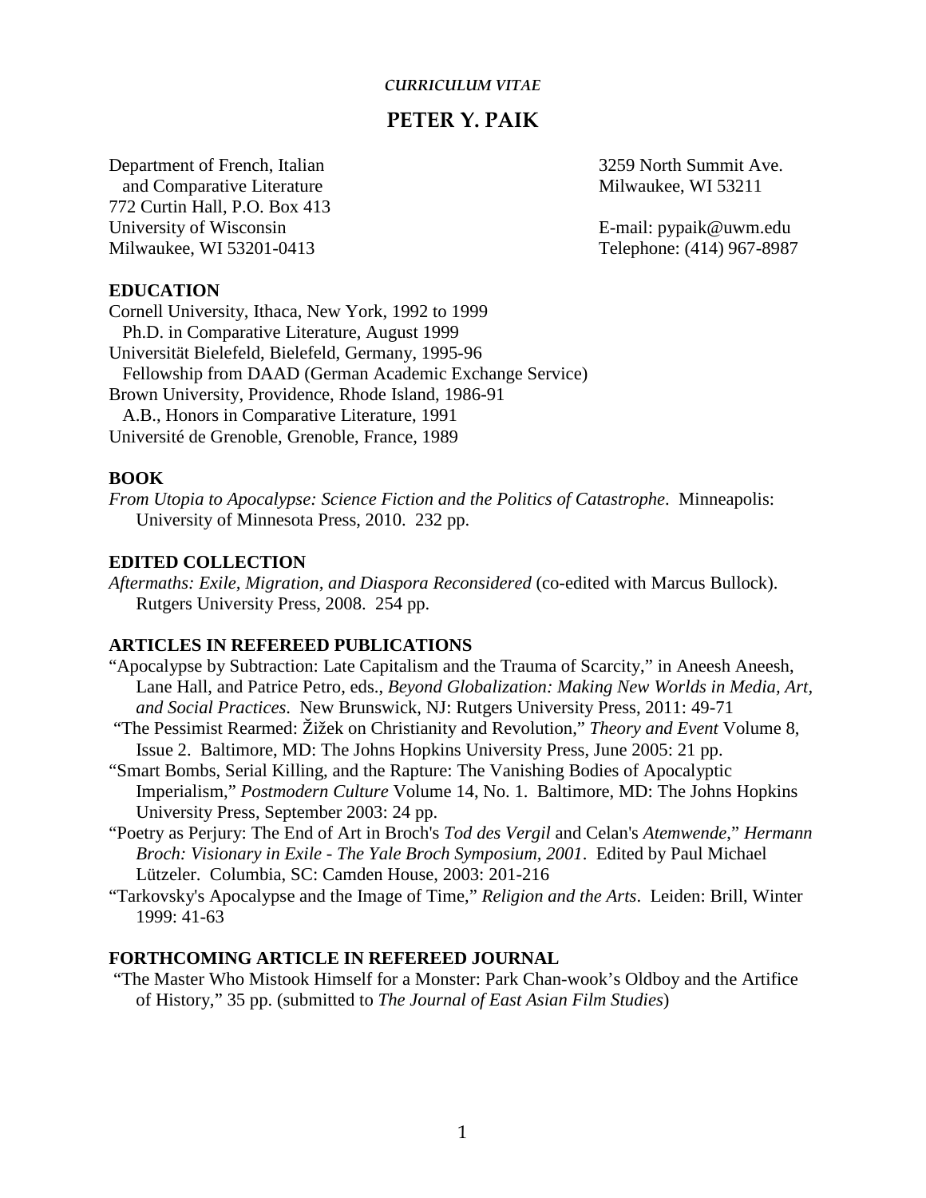*CURRICULUM VITAE*

# PETER Y. PAIK

Department of French, Italian
and Comparative Literature
772 Curtin Hall, P.O. Box 413
University of Wisconsin
Milwaukee, WI 53201-0413

3259 North Summit Ave.
Milwaukee, WI 53211

E-mail: pypaik@uwm.edu
Telephone: (414) 967-8987

## EDUCATION

Cornell University, Ithaca, New York, 1992 to 1999
Ph.D. in Comparative Literature, August 1999
Universität Bielefeld, Bielefeld, Germany, 1995-96
Fellowship from DAAD (German Academic Exchange Service)
Brown University, Providence, Rhode Island, 1986-91
A.B., Honors in Comparative Literature, 1991
Université de Grenoble, Grenoble, France, 1989

## BOOK

*From Utopia to Apocalypse: Science Fiction and the Politics of Catastrophe*. Minneapolis: University of Minnesota Press, 2010. 232 pp.

## EDITED COLLECTION

*Aftermaths: Exile, Migration, and Diaspora Reconsidered* (co-edited with Marcus Bullock). Rutgers University Press, 2008. 254 pp.

## ARTICLES IN REFEREED PUBLICATIONS

"Apocalypse by Subtraction: Late Capitalism and the Trauma of Scarcity," in Aneesh Aneesh, Lane Hall, and Patrice Petro, eds., *Beyond Globalization: Making New Worlds in Media, Art, and Social Practices*. New Brunswick, NJ: Rutgers University Press, 2011: 49-71

"The Pessimist Rearmed: Žižek on Christianity and Revolution," *Theory and Event* Volume 8, Issue 2. Baltimore, MD: The Johns Hopkins University Press, June 2005: 21 pp.

"Smart Bombs, Serial Killing, and the Rapture: The Vanishing Bodies of Apocalyptic Imperialism," *Postmodern Culture* Volume 14, No. 1. Baltimore, MD: The Johns Hopkins University Press, September 2003: 24 pp.

"Poetry as Perjury: The End of Art in Broch's *Tod des Vergil* and Celan's *Atemwende*," *Hermann Broch: Visionary in Exile - The Yale Broch Symposium, 2001*. Edited by Paul Michael Lützeler. Columbia, SC: Camden House, 2003: 201-216

"Tarkovsky's Apocalypse and the Image of Time," *Religion and the Arts*. Leiden: Brill, Winter 1999: 41-63

## FORTHCOMING ARTICLE IN REFEREED JOURNAL

"The Master Who Mistook Himself for a Monster: Park Chan-wook's Oldboy and the Artifice of History," 35 pp. (submitted to *The Journal of East Asian Film Studies*)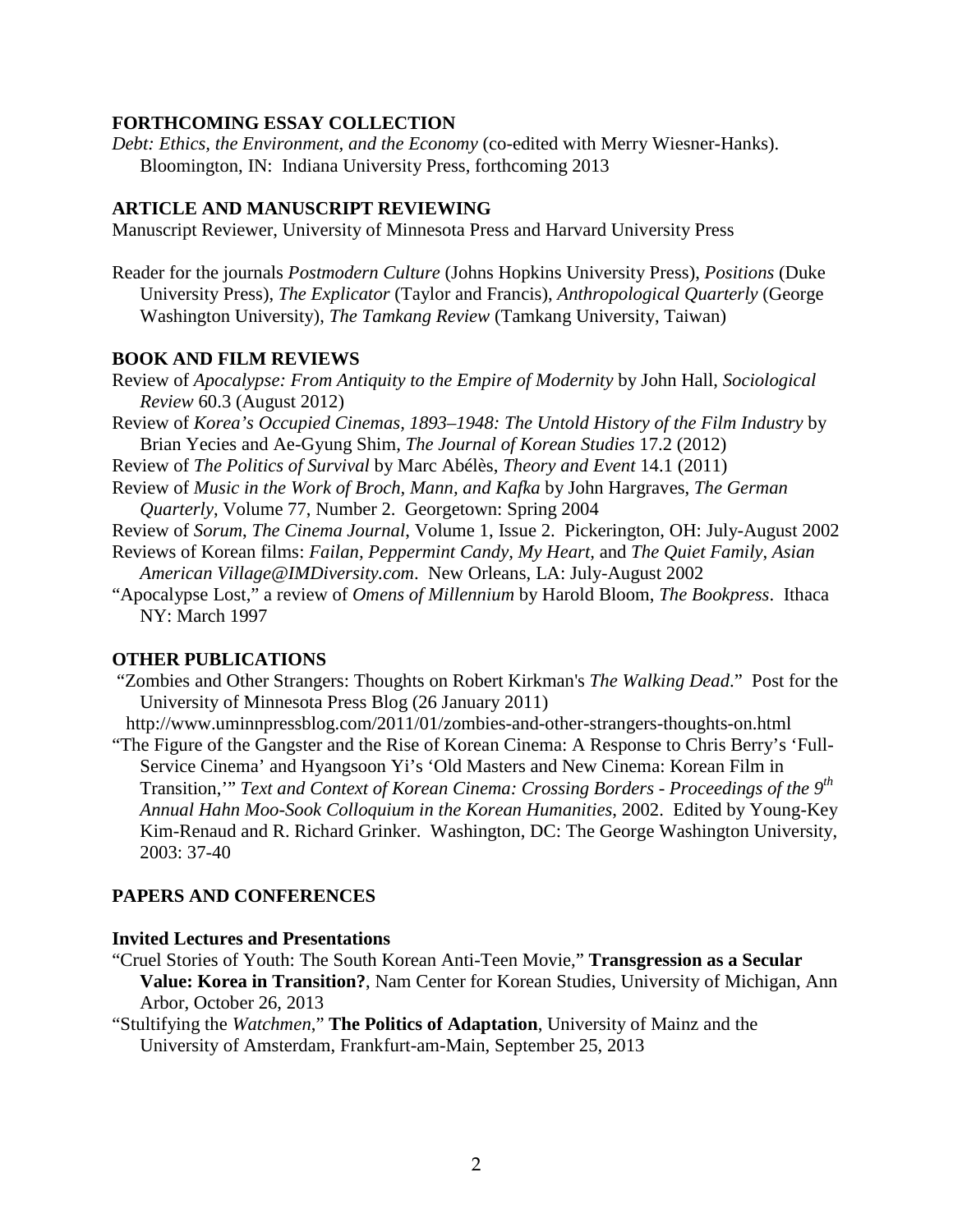## FORTHCOMING ESSAY COLLECTION

*Debt: Ethics, the Environment, and the Economy* (co-edited with Merry Wiesner-Hanks). Bloomington, IN: Indiana University Press, forthcoming 2013

## ARTICLE AND MANUSCRIPT REVIEWING

Manuscript Reviewer, University of Minnesota Press and Harvard University Press

Reader for the journals *Postmodern Culture* (Johns Hopkins University Press), *Positions* (Duke University Press), *The Explicator* (Taylor and Francis), *Anthropological Quarterly* (George Washington University), *The Tamkang Review* (Tamkang University, Taiwan)

## BOOK AND FILM REVIEWS

Review of *Apocalypse: From Antiquity to the Empire of Modernity* by John Hall, *Sociological Review* 60.3 (August 2012)

Review of *Korea's Occupied Cinemas, 1893–1948: The Untold History of the Film Industry* by Brian Yecies and Ae-Gyung Shim, *The Journal of Korean Studies* 17.2 (2012)

Review of *The Politics of Survival* by Marc Abélès, *Theory and Event* 14.1 (2011)

Review of *Music in the Work of Broch, Mann, and Kafka* by John Hargraves, *The German Quarterly*, Volume 77, Number 2. Georgetown: Spring 2004

Review of *Sorum*, *The Cinema Journal*, Volume 1, Issue 2. Pickerington, OH: July-August 2002

Reviews of Korean films: *Failan, Peppermint Candy, My Heart,* and *The Quiet Family*, *Asian American Village@IMDiversity.com*. New Orleans, LA: July-August 2002

"Apocalypse Lost," a review of *Omens of Millennium* by Harold Bloom, *The Bookpress*. Ithaca NY: March 1997

## OTHER PUBLICATIONS

"Zombies and Other Strangers: Thoughts on Robert Kirkman's *The Walking Dead*." Post for the University of Minnesota Press Blog (26 January 2011)
http://www.uminnpressblog.com/2011/01/zombies-and-other-strangers-thoughts-on.html

"The Figure of the Gangster and the Rise of Korean Cinema: A Response to Chris Berry's 'Full-Service Cinema' and Hyangsoon Yi's 'Old Masters and New Cinema: Korean Film in Transition,'" *Text and Context of Korean Cinema: Crossing Borders - Proceedings of the 9th Annual Hahn Moo-Sook Colloquium in the Korean Humanities*, 2002. Edited by Young-Key Kim-Renaud and R. Richard Grinker. Washington, DC: The George Washington University, 2003: 37-40

## PAPERS AND CONFERENCES

### Invited Lectures and Presentations

"Cruel Stories of Youth: The South Korean Anti-Teen Movie," **Transgression as a Secular Value: Korea in Transition?**, Nam Center for Korean Studies, University of Michigan, Ann Arbor, October 26, 2013

"Stultifying the *Watchmen*," **The Politics of Adaptation**, University of Mainz and the University of Amsterdam, Frankfurt-am-Main, September 25, 2013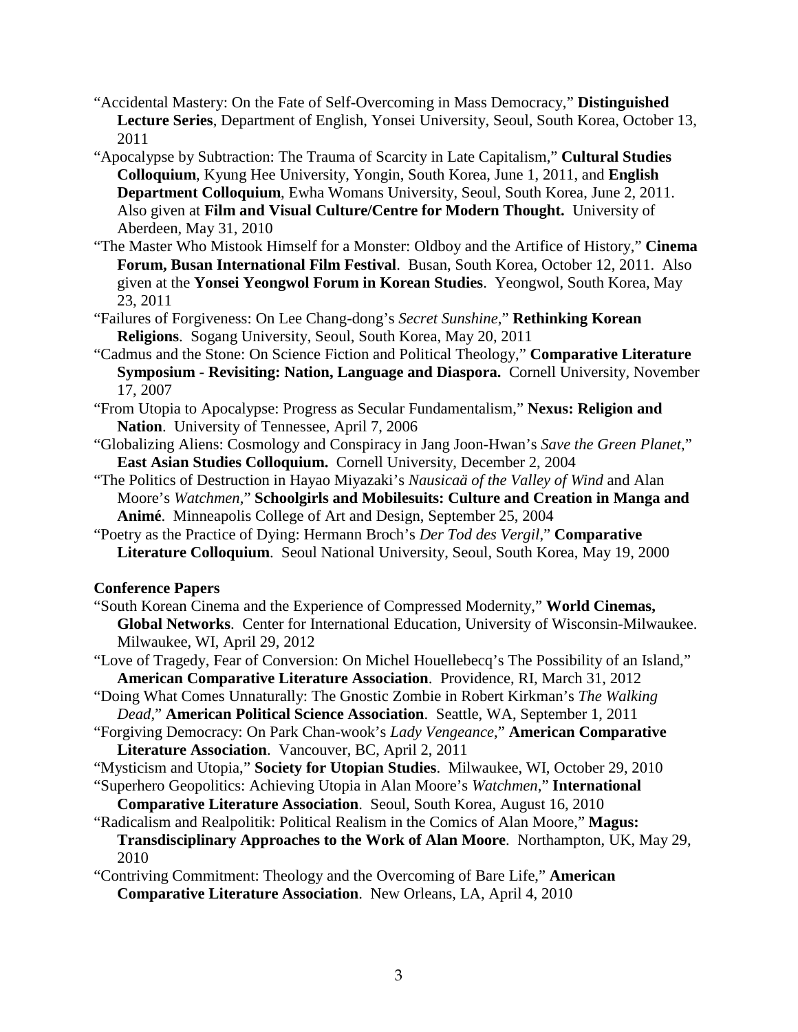"Accidental Mastery: On the Fate of Self-Overcoming in Mass Democracy," **Distinguished Lecture Series**, Department of English, Yonsei University, Seoul, South Korea, October 13, 2011

"Apocalypse by Subtraction: The Trauma of Scarcity in Late Capitalism," **Cultural Studies Colloquium**, Kyung Hee University, Yongin, South Korea, June 1, 2011, and **English Department Colloquium**, Ewha Womans University, Seoul, South Korea, June 2, 2011. Also given at **Film and Visual Culture/Centre for Modern Thought.** University of Aberdeen, May 31, 2010

"The Master Who Mistook Himself for a Monster: Oldboy and the Artifice of History," **Cinema Forum, Busan International Film Festival**. Busan, South Korea, October 12, 2011. Also given at the **Yonsei Yeongwol Forum in Korean Studies**. Yeongwol, South Korea, May 23, 2011

"Failures of Forgiveness: On Lee Chang-dong's *Secret Sunshine*," **Rethinking Korean Religions**. Sogang University, Seoul, South Korea, May 20, 2011

"Cadmus and the Stone: On Science Fiction and Political Theology," **Comparative Literature Symposium - Revisiting: Nation, Language and Diaspora.** Cornell University, November 17, 2007

"From Utopia to Apocalypse: Progress as Secular Fundamentalism," **Nexus: Religion and Nation**. University of Tennessee, April 7, 2006

"Globalizing Aliens: Cosmology and Conspiracy in Jang Joon-Hwan's *Save the Green Planet*," **East Asian Studies Colloquium.** Cornell University, December 2, 2004

"The Politics of Destruction in Hayao Miyazaki's *Nausicaä of the Valley of Wind* and Alan Moore's *Watchmen*," **Schoolgirls and Mobilesuits: Culture and Creation in Manga and Animé**. Minneapolis College of Art and Design, September 25, 2004

"Poetry as the Practice of Dying: Hermann Broch's *Der Tod des Vergil*," **Comparative Literature Colloquium**. Seoul National University, Seoul, South Korea, May 19, 2000

**Conference Papers**

"South Korean Cinema and the Experience of Compressed Modernity," **World Cinemas, Global Networks**. Center for International Education, University of Wisconsin-Milwaukee. Milwaukee, WI, April 29, 2012

"Love of Tragedy, Fear of Conversion: On Michel Houellebecq's The Possibility of an Island," **American Comparative Literature Association**. Providence, RI, March 31, 2012

"Doing What Comes Unnaturally: The Gnostic Zombie in Robert Kirkman's *The Walking Dead*," **American Political Science Association**. Seattle, WA, September 1, 2011

"Forgiving Democracy: On Park Chan-wook's *Lady Vengeance*," **American Comparative Literature Association**. Vancouver, BC, April 2, 2011

"Mysticism and Utopia," **Society for Utopian Studies**. Milwaukee, WI, October 29, 2010

"Superhero Geopolitics: Achieving Utopia in Alan Moore's *Watchmen*," **International Comparative Literature Association**. Seoul, South Korea, August 16, 2010

"Radicalism and Realpolitik: Political Realism in the Comics of Alan Moore," **Magus: Transdisciplinary Approaches to the Work of Alan Moore**. Northampton, UK, May 29, 2010

"Contriving Commitment: Theology and the Overcoming of Bare Life," **American Comparative Literature Association**. New Orleans, LA, April 4, 2010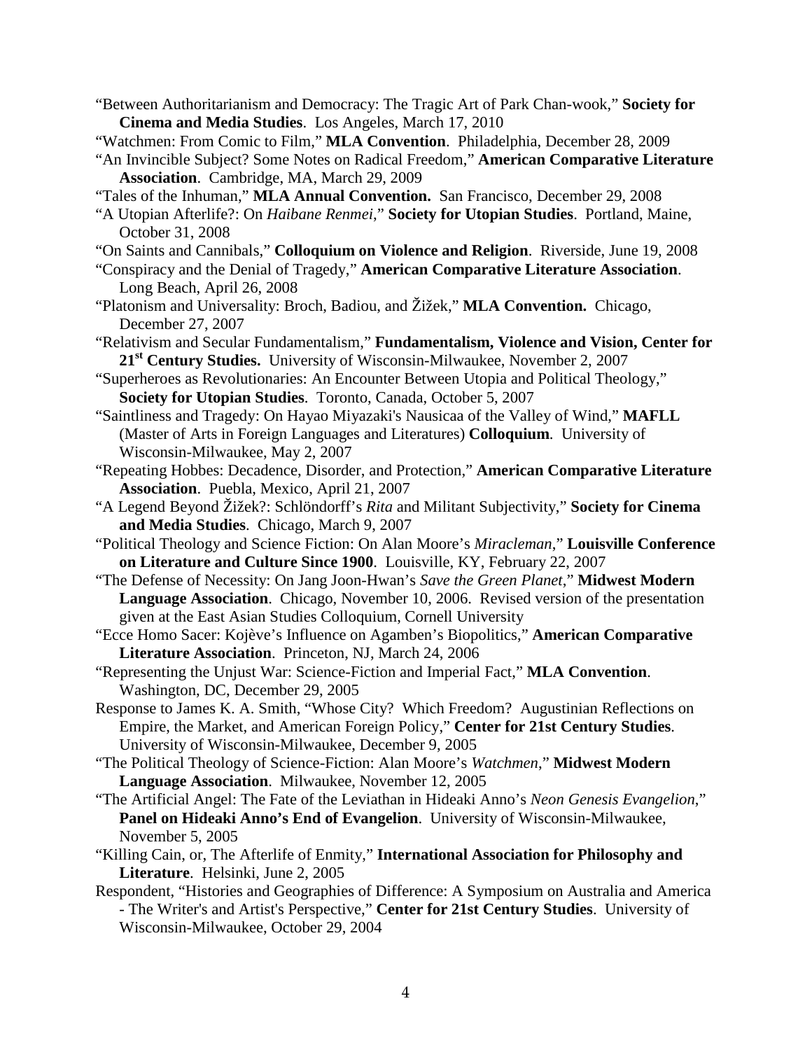"Between Authoritarianism and Democracy: The Tragic Art of Park Chan-wook," **Society for Cinema and Media Studies**. Los Angeles, March 17, 2010

"Watchmen: From Comic to Film," **MLA Convention**. Philadelphia, December 28, 2009

"An Invincible Subject? Some Notes on Radical Freedom," **American Comparative Literature Association**. Cambridge, MA, March 29, 2009

"Tales of the Inhuman," **MLA Annual Convention.** San Francisco, December 29, 2008

"A Utopian Afterlife?: On *Haibane Renmei*," **Society for Utopian Studies**. Portland, Maine, October 31, 2008

"On Saints and Cannibals," **Colloquium on Violence and Religion**. Riverside, June 19, 2008

"Conspiracy and the Denial of Tragedy," **American Comparative Literature Association**. Long Beach, April 26, 2008

"Platonism and Universality: Broch, Badiou, and Žižek," **MLA Convention.** Chicago, December 27, 2007

"Relativism and Secular Fundamentalism," **Fundamentalism, Violence and Vision, Center for 21st Century Studies.** University of Wisconsin-Milwaukee, November 2, 2007

"Superheroes as Revolutionaries: An Encounter Between Utopia and Political Theology," **Society for Utopian Studies**. Toronto, Canada, October 5, 2007

"Saintliness and Tragedy: On Hayao Miyazaki's Nausicaa of the Valley of Wind," **MAFLL** (Master of Arts in Foreign Languages and Literatures) **Colloquium**. University of Wisconsin-Milwaukee, May 2, 2007

"Repeating Hobbes: Decadence, Disorder, and Protection," **American Comparative Literature Association**. Puebla, Mexico, April 21, 2007

"A Legend Beyond Žižek?: Schlöndorff's *Rita* and Militant Subjectivity," **Society for Cinema and Media Studies**. Chicago, March 9, 2007

"Political Theology and Science Fiction: On Alan Moore's *Miracleman*," **Louisville Conference on Literature and Culture Since 1900**. Louisville, KY, February 22, 2007

"The Defense of Necessity: On Jang Joon-Hwan's *Save the Green Planet*," **Midwest Modern Language Association**. Chicago, November 10, 2006. Revised version of the presentation given at the East Asian Studies Colloquium, Cornell University

"Ecce Homo Sacer: Kojève's Influence on Agamben's Biopolitics," **American Comparative Literature Association**. Princeton, NJ, March 24, 2006

"Representing the Unjust War: Science-Fiction and Imperial Fact," **MLA Convention**. Washington, DC, December 29, 2005

Response to James K. A. Smith, "Whose City? Which Freedom? Augustinian Reflections on Empire, the Market, and American Foreign Policy," **Center for 21st Century Studies**. University of Wisconsin-Milwaukee, December 9, 2005

"The Political Theology of Science-Fiction: Alan Moore's *Watchmen*," **Midwest Modern Language Association**. Milwaukee, November 12, 2005

"The Artificial Angel: The Fate of the Leviathan in Hideaki Anno's *Neon Genesis Evangelion*," **Panel on Hideaki Anno's End of Evangelion**. University of Wisconsin-Milwaukee, November 5, 2005

"Killing Cain, or, The Afterlife of Enmity," **International Association for Philosophy and Literature**. Helsinki, June 2, 2005

Respondent, "Histories and Geographies of Difference: A Symposium on Australia and America - The Writer's and Artist's Perspective," **Center for 21st Century Studies**. University of Wisconsin-Milwaukee, October 29, 2004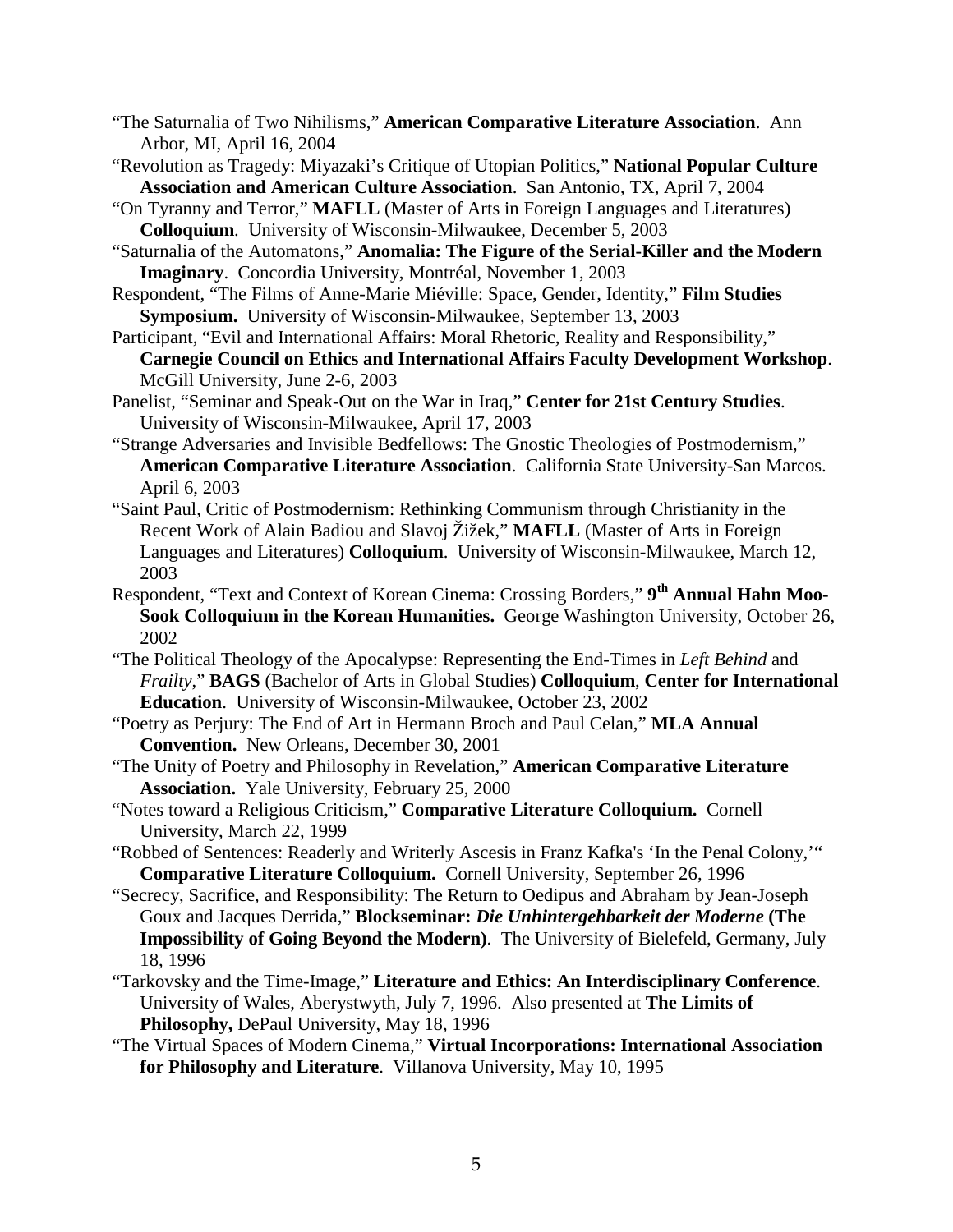"The Saturnalia of Two Nihilisms," **American Comparative Literature Association**. Ann Arbor, MI, April 16, 2004

"Revolution as Tragedy: Miyazaki's Critique of Utopian Politics," **National Popular Culture Association and American Culture Association**. San Antonio, TX, April 7, 2004

"On Tyranny and Terror," **MAFLL** (Master of Arts in Foreign Languages and Literatures) **Colloquium**. University of Wisconsin-Milwaukee, December 5, 2003

"Saturnalia of the Automatons," **Anomalia: The Figure of the Serial-Killer and the Modern Imaginary**. Concordia University, Montréal, November 1, 2003

Respondent, "The Films of Anne-Marie Miéville: Space, Gender, Identity," **Film Studies Symposium.** University of Wisconsin-Milwaukee, September 13, 2003

Participant, "Evil and International Affairs: Moral Rhetoric, Reality and Responsibility," **Carnegie Council on Ethics and International Affairs Faculty Development Workshop**. McGill University, June 2-6, 2003

Panelist, "Seminar and Speak-Out on the War in Iraq," **Center for 21st Century Studies**. University of Wisconsin-Milwaukee, April 17, 2003

"Strange Adversaries and Invisible Bedfellows: The Gnostic Theologies of Postmodernism," **American Comparative Literature Association**. California State University-San Marcos. April 6, 2003

"Saint Paul, Critic of Postmodernism: Rethinking Communism through Christianity in the Recent Work of Alain Badiou and Slavoj Žižek," **MAFLL** (Master of Arts in Foreign Languages and Literatures) **Colloquium**. University of Wisconsin-Milwaukee, March 12, 2003

Respondent, "Text and Context of Korean Cinema: Crossing Borders," **9th Annual Hahn Moo-Sook Colloquium in the Korean Humanities.** George Washington University, October 26, 2002

"The Political Theology of the Apocalypse: Representing the End-Times in *Left Behind* and *Frailty*," **BAGS** (Bachelor of Arts in Global Studies) **Colloquium**, **Center for International Education**. University of Wisconsin-Milwaukee, October 23, 2002

"Poetry as Perjury: The End of Art in Hermann Broch and Paul Celan," **MLA Annual Convention.** New Orleans, December 30, 2001

"The Unity of Poetry and Philosophy in Revelation," **American Comparative Literature Association.** Yale University, February 25, 2000

"Notes toward a Religious Criticism," **Comparative Literature Colloquium.** Cornell University, March 22, 1999

"Robbed of Sentences: Readerly and Writerly Ascesis in Franz Kafka's 'In the Penal Colony,'" **Comparative Literature Colloquium.** Cornell University, September 26, 1996

"Secrecy, Sacrifice, and Responsibility: The Return to Oedipus and Abraham by Jean-Joseph Goux and Jacques Derrida," **Blockseminar:** ***Die Unhintergehbarkeit der Moderne*** **(The Impossibility of Going Beyond the Modern)**. The University of Bielefeld, Germany, July 18, 1996

"Tarkovsky and the Time-Image," **Literature and Ethics: An Interdisciplinary Conference**. University of Wales, Aberystwyth, July 7, 1996. Also presented at **The Limits of Philosophy,** DePaul University, May 18, 1996

"The Virtual Spaces of Modern Cinema," **Virtual Incorporations: International Association for Philosophy and Literature**. Villanova University, May 10, 1995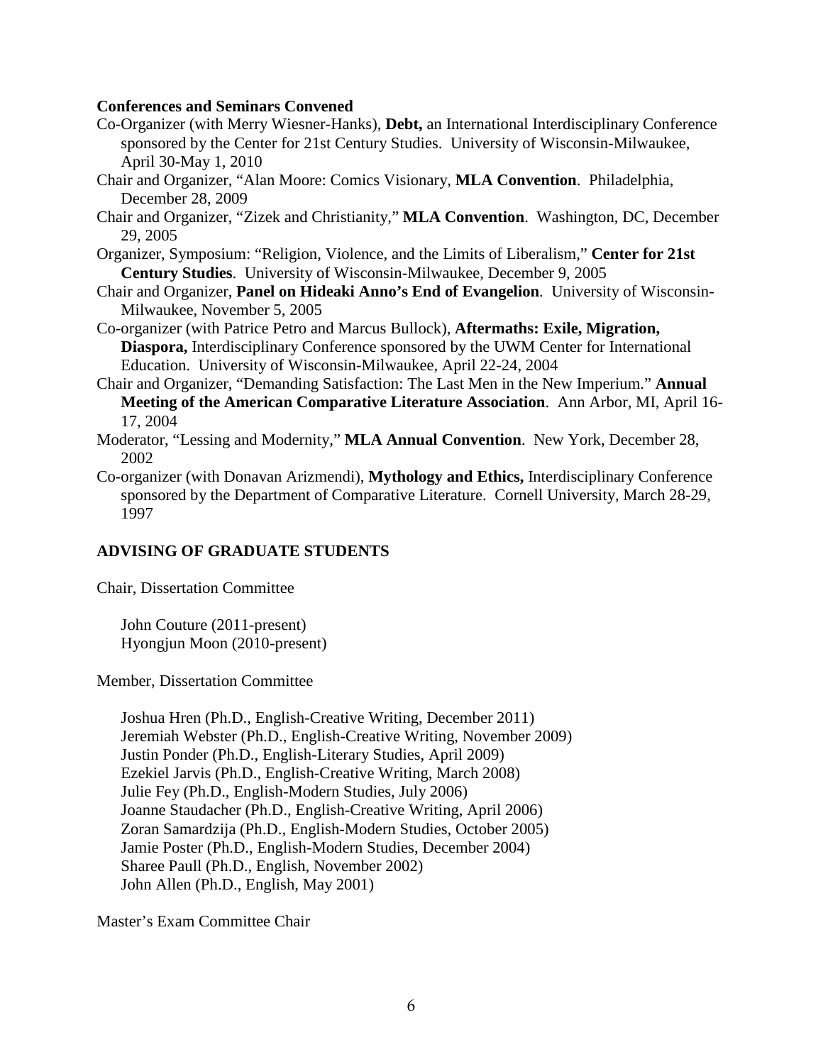**Conferences and Seminars Convened**

Co-Organizer (with Merry Wiesner-Hanks), **Debt,** an International Interdisciplinary Conference sponsored by the Center for 21st Century Studies. University of Wisconsin-Milwaukee, April 30-May 1, 2010

Chair and Organizer, "Alan Moore: Comics Visionary, **MLA Convention**. Philadelphia, December 28, 2009

Chair and Organizer, "Zizek and Christianity," **MLA Convention**. Washington, DC, December 29, 2005

Organizer, Symposium: "Religion, Violence, and the Limits of Liberalism," **Center for 21st Century Studies**. University of Wisconsin-Milwaukee, December 9, 2005

Chair and Organizer, **Panel on Hideaki Anno's End of Evangelion**. University of Wisconsin-Milwaukee, November 5, 2005

Co-organizer (with Patrice Petro and Marcus Bullock), **Aftermaths: Exile, Migration, Diaspora,** Interdisciplinary Conference sponsored by the UWM Center for International Education. University of Wisconsin-Milwaukee, April 22-24, 2004

Chair and Organizer, "Demanding Satisfaction: The Last Men in the New Imperium." **Annual Meeting of the American Comparative Literature Association**. Ann Arbor, MI, April 16-17, 2004

Moderator, "Lessing and Modernity," **MLA Annual Convention**. New York, December 28, 2002

Co-organizer (with Donavan Arizmendi), **Mythology and Ethics,** Interdisciplinary Conference sponsored by the Department of Comparative Literature. Cornell University, March 28-29, 1997

## ADVISING OF GRADUATE STUDENTS

Chair, Dissertation Committee

John Couture (2011-present)
Hyongjun Moon (2010-present)

Member, Dissertation Committee

Joshua Hren (Ph.D., English-Creative Writing, December 2011)
Jeremiah Webster (Ph.D., English-Creative Writing, November 2009)
Justin Ponder (Ph.D., English-Literary Studies, April 2009)
Ezekiel Jarvis (Ph.D., English-Creative Writing, March 2008)
Julie Fey (Ph.D., English-Modern Studies, July 2006)
Joanne Staudacher (Ph.D., English-Creative Writing, April 2006)
Zoran Samardzija (Ph.D., English-Modern Studies, October 2005)
Jamie Poster (Ph.D., English-Modern Studies, December 2004)
Sharee Paull (Ph.D., English, November 2002)
John Allen (Ph.D., English, May 2001)

Master's Exam Committee Chair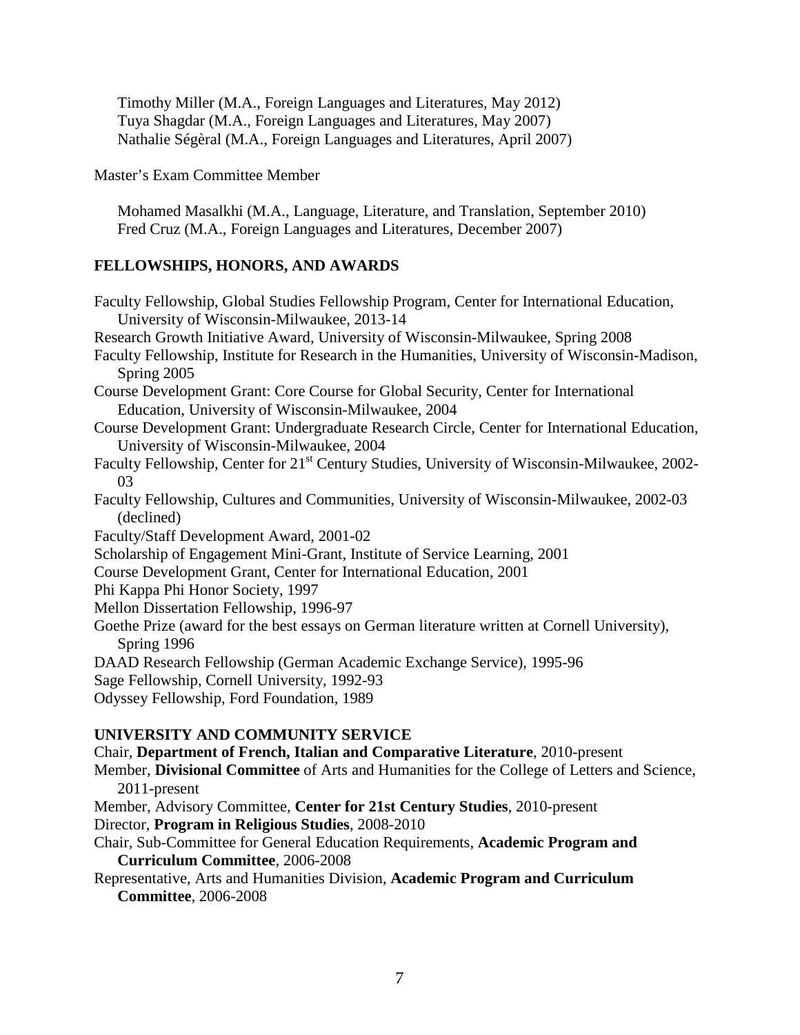Timothy Miller (M.A., Foreign Languages and Literatures, May 2012)
Tuya Shagdar (M.A., Foreign Languages and Literatures, May 2007)
Nathalie Ségèral (M.A., Foreign Languages and Literatures, April 2007)

Master's Exam Committee Member

Mohamed Masalkhi (M.A., Language, Literature, and Translation, September 2010)
Fred Cruz (M.A., Foreign Languages and Literatures, December 2007)

## FELLOWSHIPS, HONORS, AND AWARDS

Faculty Fellowship, Global Studies Fellowship Program, Center for International Education, University of Wisconsin-Milwaukee, 2013-14
Research Growth Initiative Award, University of Wisconsin-Milwaukee, Spring 2008
Faculty Fellowship, Institute for Research in the Humanities, University of Wisconsin-Madison, Spring 2005
Course Development Grant: Core Course for Global Security, Center for International Education, University of Wisconsin-Milwaukee, 2004
Course Development Grant: Undergraduate Research Circle, Center for International Education, University of Wisconsin-Milwaukee, 2004
Faculty Fellowship, Center for 21st Century Studies, University of Wisconsin-Milwaukee, 2002-03
Faculty Fellowship, Cultures and Communities, University of Wisconsin-Milwaukee, 2002-03 (declined)
Faculty/Staff Development Award, 2001-02
Scholarship of Engagement Mini-Grant, Institute of Service Learning, 2001
Course Development Grant, Center for International Education, 2001
Phi Kappa Phi Honor Society, 1997
Mellon Dissertation Fellowship, 1996-97
Goethe Prize (award for the best essays on German literature written at Cornell University), Spring 1996
DAAD Research Fellowship (German Academic Exchange Service), 1995-96
Sage Fellowship, Cornell University, 1992-93
Odyssey Fellowship, Ford Foundation, 1989

## UNIVERSITY AND COMMUNITY SERVICE

Chair, **Department of French, Italian and Comparative Literature**, 2010-present
Member, **Divisional Committee** of Arts and Humanities for the College of Letters and Science, 2011-present
Member, Advisory Committee, **Center for 21st Century Studies**, 2010-present
Director, **Program in Religious Studies**, 2008-2010
Chair, Sub-Committee for General Education Requirements, **Academic Program and Curriculum Committee**, 2006-2008
Representative, Arts and Humanities Division, **Academic Program and Curriculum Committee**, 2006-2008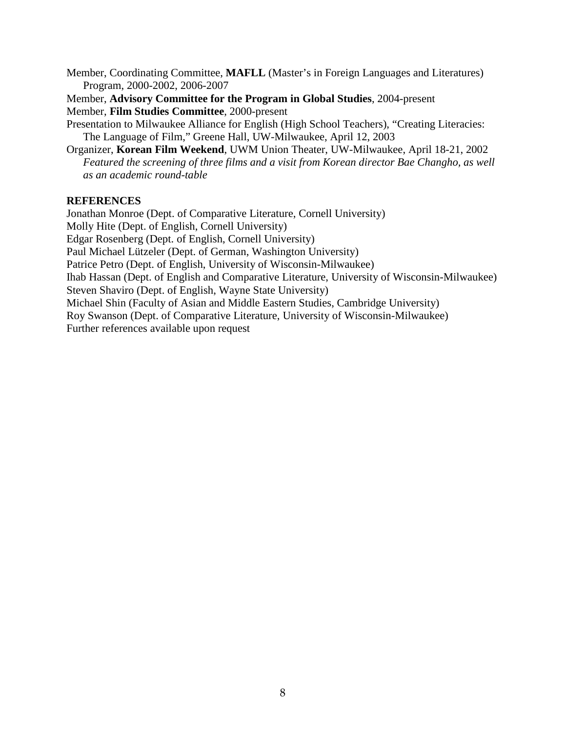Member, Coordinating Committee, **MAFLL** (Master's in Foreign Languages and Literatures) Program, 2000-2002, 2006-2007

Member, **Advisory Committee for the Program in Global Studies**, 2004-present

Member, **Film Studies Committee**, 2000-present

Presentation to Milwaukee Alliance for English (High School Teachers), "Creating Literacies: The Language of Film," Greene Hall, UW-Milwaukee, April 12, 2003

Organizer, **Korean Film Weekend**, UWM Union Theater, UW-Milwaukee, April 18-21, 2002
*Featured the screening of three films and a visit from Korean director Bae Changho, as well as an academic round-table*

**REFERENCES**

Jonathan Monroe (Dept. of Comparative Literature, Cornell University)
Molly Hite (Dept. of English, Cornell University)
Edgar Rosenberg (Dept. of English, Cornell University)
Paul Michael Lützeler (Dept. of German, Washington University)
Patrice Petro (Dept. of English, University of Wisconsin-Milwaukee)
Ihab Hassan (Dept. of English and Comparative Literature, University of Wisconsin-Milwaukee)
Steven Shaviro (Dept. of English, Wayne State University)
Michael Shin (Faculty of Asian and Middle Eastern Studies, Cambridge University)
Roy Swanson (Dept. of Comparative Literature, University of Wisconsin-Milwaukee)
Further references available upon request